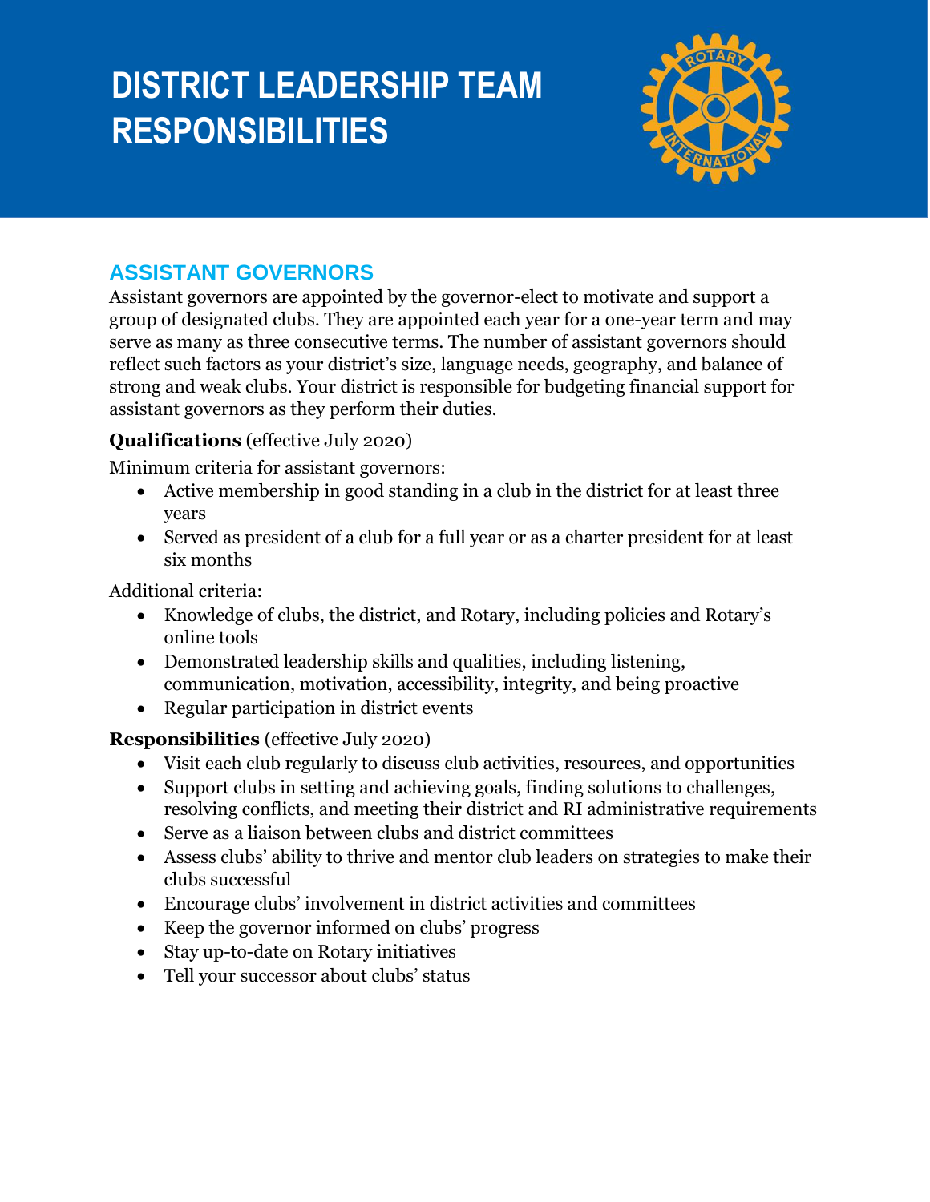# DISTRICT LEADERSHIP TEAM RESPONSIBILITIES

## ASSISTANT GOVERNORS

Assistant governors are appointed by the governor-elect to motivate and support a group of designated clubs. They are appointed each year for a one-year term and may serve as many as three consecutive terms. The number of assistant governors should reflect such factors as your district's size, language needs, geography, and balance of strong and weak clubs. Your district is responsible for budgeting financial support for assistant governors as they perform their duties.

**Qualifications** (effective July 2020)

Minimum criteria for assistant governors:

- Active membership in good standing in a club in the district for at least three years
- Served as president of a club for a full year or as a charter president for at least six months

Additional criteria:

- Knowledge of clubs, the district, and Rotary, including policies and Rotary's online tools
- Demonstrated leadership skills and qualities, including listening, communication, motivation, accessibility, integrity, and being proactive
- Regular participation in district events

**Responsibilities** (effective July 2020)

- Visit each club regularly to discuss club activities, resources, and opportunities
- Support clubs in setting and achieving goals, finding solutions to challenges, resolving conflicts, and meeting their district and RI administrative requirements
- Serve as a liaison between clubs and district committees
- Assess clubs' ability to thrive and mentor club leaders on strategies to make their clubs successful
- Encourage clubs' involvement in district activities and committees
- Keep the governor informed on clubs' progress
- Stay up-to-date on Rotary initiatives
- Tell your successor about clubs' status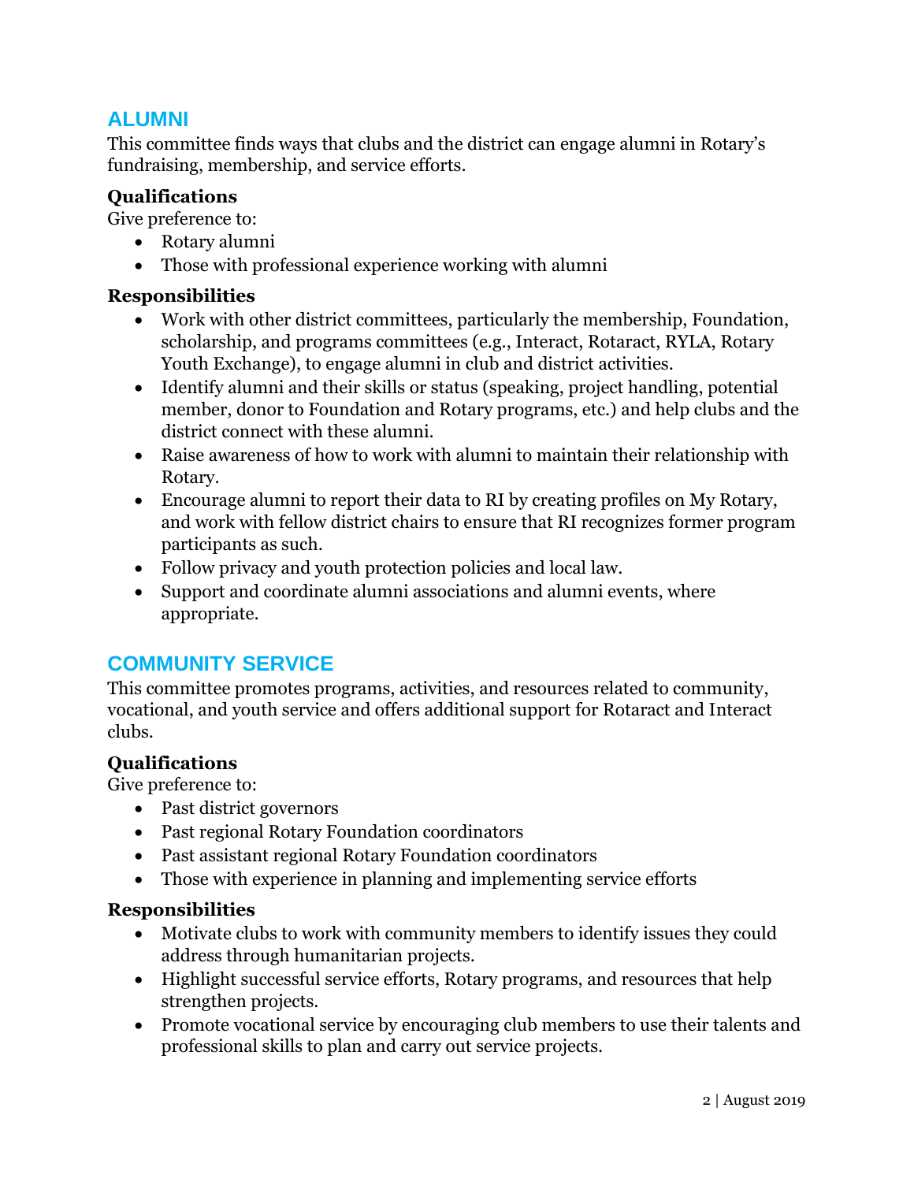## ALUMNI

This committee finds ways that clubs and the district can engage alumni in Rotary's fundraising, membership, and service efforts.

**Qualifications**

Give preference to:

- Rotary alumni
- Those with professional experience working with alumni

**Responsibilities**

- Work with other district committees, particularly the membership, Foundation, scholarship, and programs committees (e.g., Interact, Rotaract, RYLA, Rotary Youth Exchange), to engage alumni in club and district activities.
- Identify alumni and their skills or status (speaking, project handling, potential member, donor to Foundation and Rotary programs, etc.) and help clubs and the district connect with these alumni.
- Raise awareness of how to work with alumni to maintain their relationship with Rotary.
- Encourage alumni to report their data to RI by creating profiles on My Rotary, and work with fellow district chairs to ensure that RI recognizes former program participants as such.
- Follow privacy and youth protection policies and local law.
- Support and coordinate alumni associations and alumni events, where appropriate.

## COMMUNITY SERVICE

This committee promotes programs, activities, and resources related to community, vocational, and youth service and offers additional support for Rotaract and Interact clubs.

**Qualifications**

Give preference to:

- Past district governors
- Past regional Rotary Foundation coordinators
- Past assistant regional Rotary Foundation coordinators
- Those with experience in planning and implementing service efforts

**Responsibilities**

- Motivate clubs to work with community members to identify issues they could address through humanitarian projects.
- Highlight successful service efforts, Rotary programs, and resources that help strengthen projects.
- Promote vocational service by encouraging club members to use their talents and professional skills to plan and carry out service projects.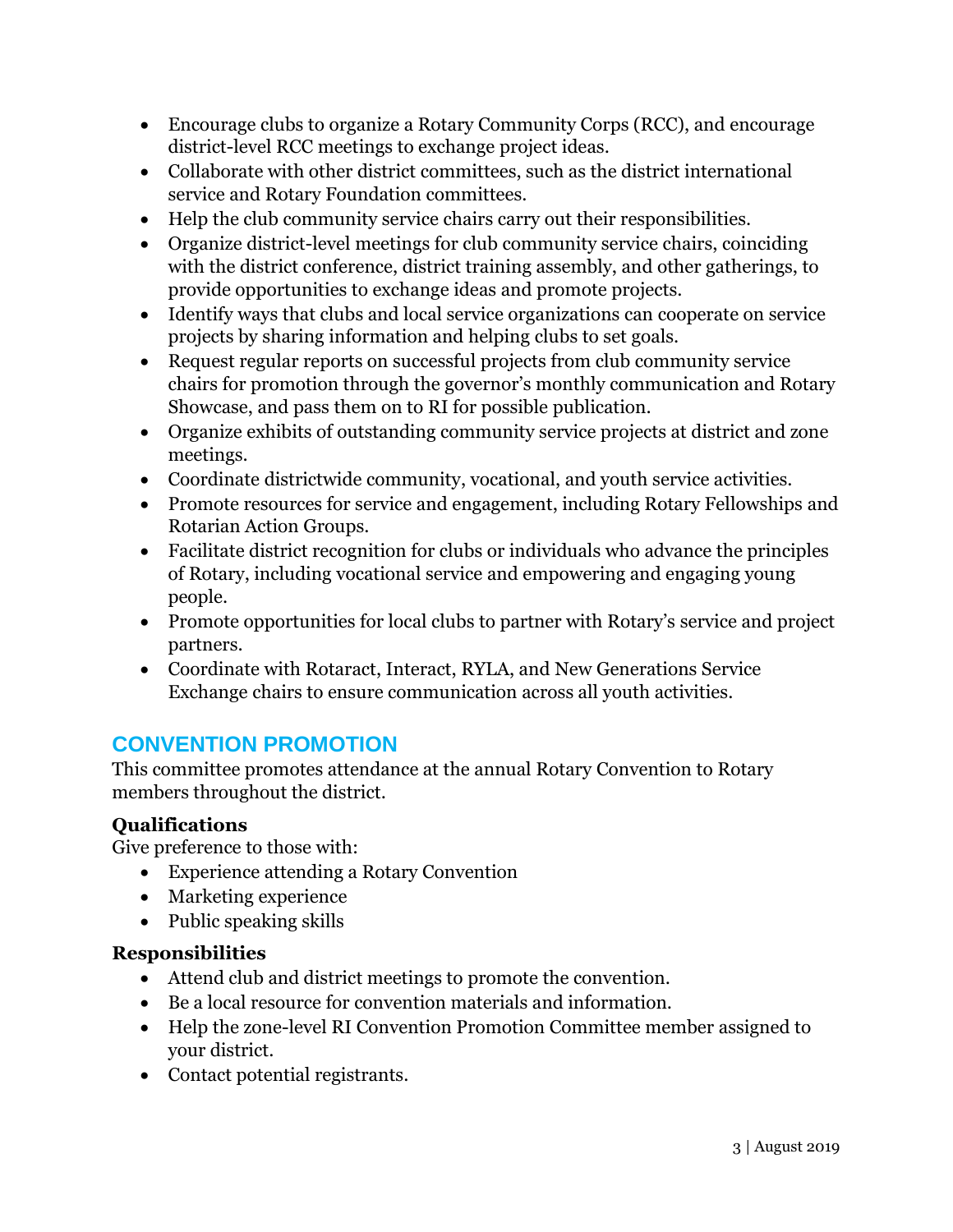- Encourage clubs to organize a Rotary Community Corps (RCC), and encourage district-level RCC meetings to exchange project ideas.
- Collaborate with other district committees, such as the district international service and Rotary Foundation committees.
- Help the club community service chairs carry out their responsibilities.
- Organize district-level meetings for club community service chairs, coinciding with the district conference, district training assembly, and other gatherings, to provide opportunities to exchange ideas and promote projects.
- Identify ways that clubs and local service organizations can cooperate on service projects by sharing information and helping clubs to set goals.
- Request regular reports on successful projects from club community service chairs for promotion through the governor's monthly communication and Rotary Showcase, and pass them on to RI for possible publication.
- Organize exhibits of outstanding community service projects at district and zone meetings.
- Coordinate districtwide community, vocational, and youth service activities.
- Promote resources for service and engagement, including Rotary Fellowships and Rotarian Action Groups.
- Facilitate district recognition for clubs or individuals who advance the principles of Rotary, including vocational service and empowering and engaging young people.
- Promote opportunities for local clubs to partner with Rotary's service and project partners.
- Coordinate with Rotaract, Interact, RYLA, and New Generations Service Exchange chairs to ensure communication across all youth activities.

## CONVENTION PROMOTION

This committee promotes attendance at the annual Rotary Convention to Rotary members throughout the district.

**Qualifications**

Give preference to those with:

- Experience attending a Rotary Convention
- Marketing experience
- Public speaking skills

**Responsibilities**

- Attend club and district meetings to promote the convention.
- Be a local resource for convention materials and information.
- Help the zone-level RI Convention Promotion Committee member assigned to your district.
- Contact potential registrants.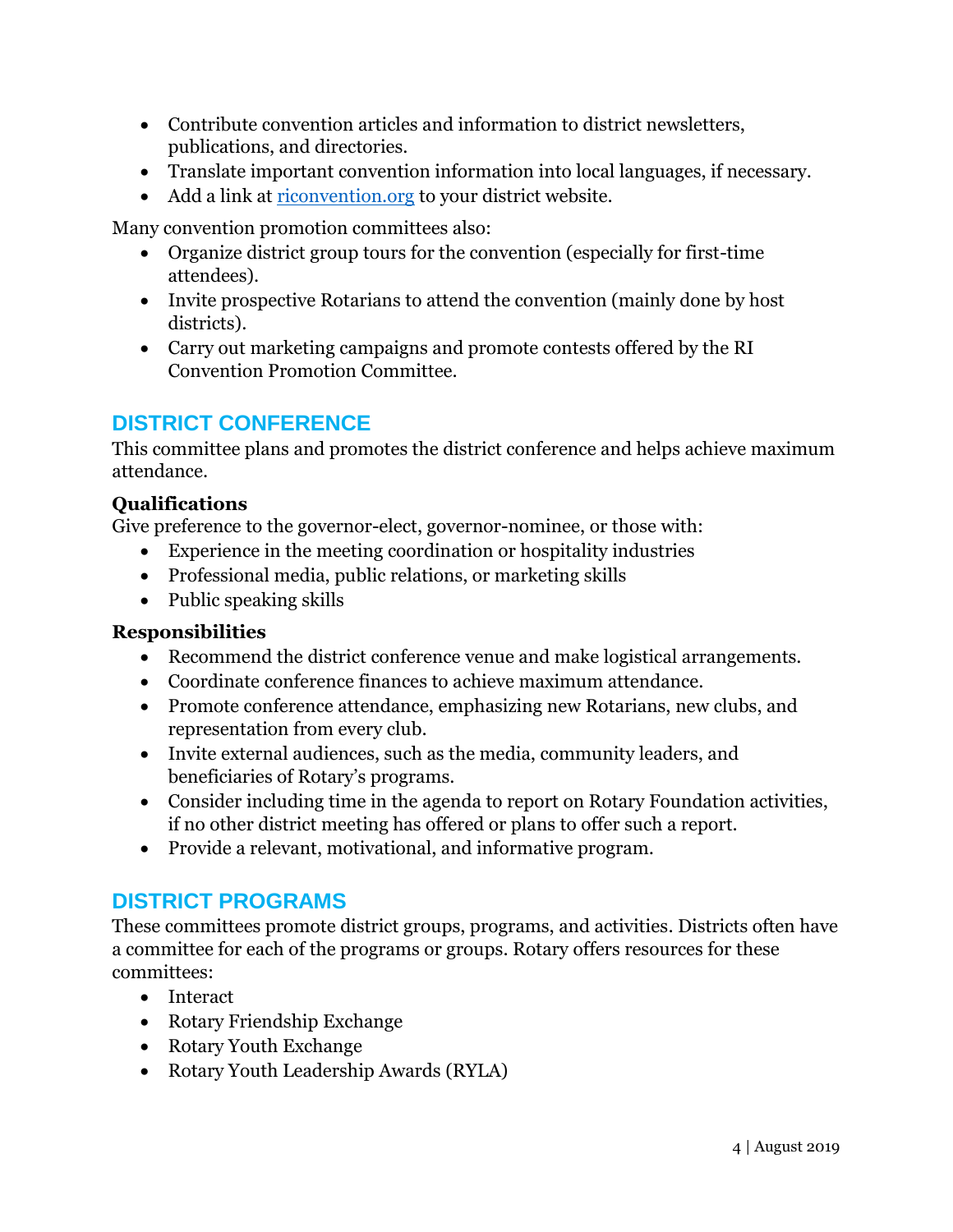- Contribute convention articles and information to district newsletters, publications, and directories.
- Translate important convention information into local languages, if necessary.
- Add a link at [riconvention.org](riconvention.org) to your district website.

Many convention promotion committees also:

- Organize district group tours for the convention (especially for first-time attendees).
- Invite prospective Rotarians to attend the convention (mainly done by host districts).
- Carry out marketing campaigns and promote contests offered by the RI Convention Promotion Committee.

## DISTRICT CONFERENCE

This committee plans and promotes the district conference and helps achieve maximum attendance.

### Qualifications

Give preference to the governor-elect, governor-nominee, or those with:

- Experience in the meeting coordination or hospitality industries
- Professional media, public relations, or marketing skills
- Public speaking skills

### Responsibilities

- Recommend the district conference venue and make logistical arrangements.
- Coordinate conference finances to achieve maximum attendance.
- Promote conference attendance, emphasizing new Rotarians, new clubs, and representation from every club.
- Invite external audiences, such as the media, community leaders, and beneficiaries of Rotary's programs.
- Consider including time in the agenda to report on Rotary Foundation activities, if no other district meeting has offered or plans to offer such a report.
- Provide a relevant, motivational, and informative program.

## DISTRICT PROGRAMS

These committees promote district groups, programs, and activities. Districts often have a committee for each of the programs or groups. Rotary offers resources for these committees:

- Interact
- Rotary Friendship Exchange
- Rotary Youth Exchange
- Rotary Youth Leadership Awards (RYLA)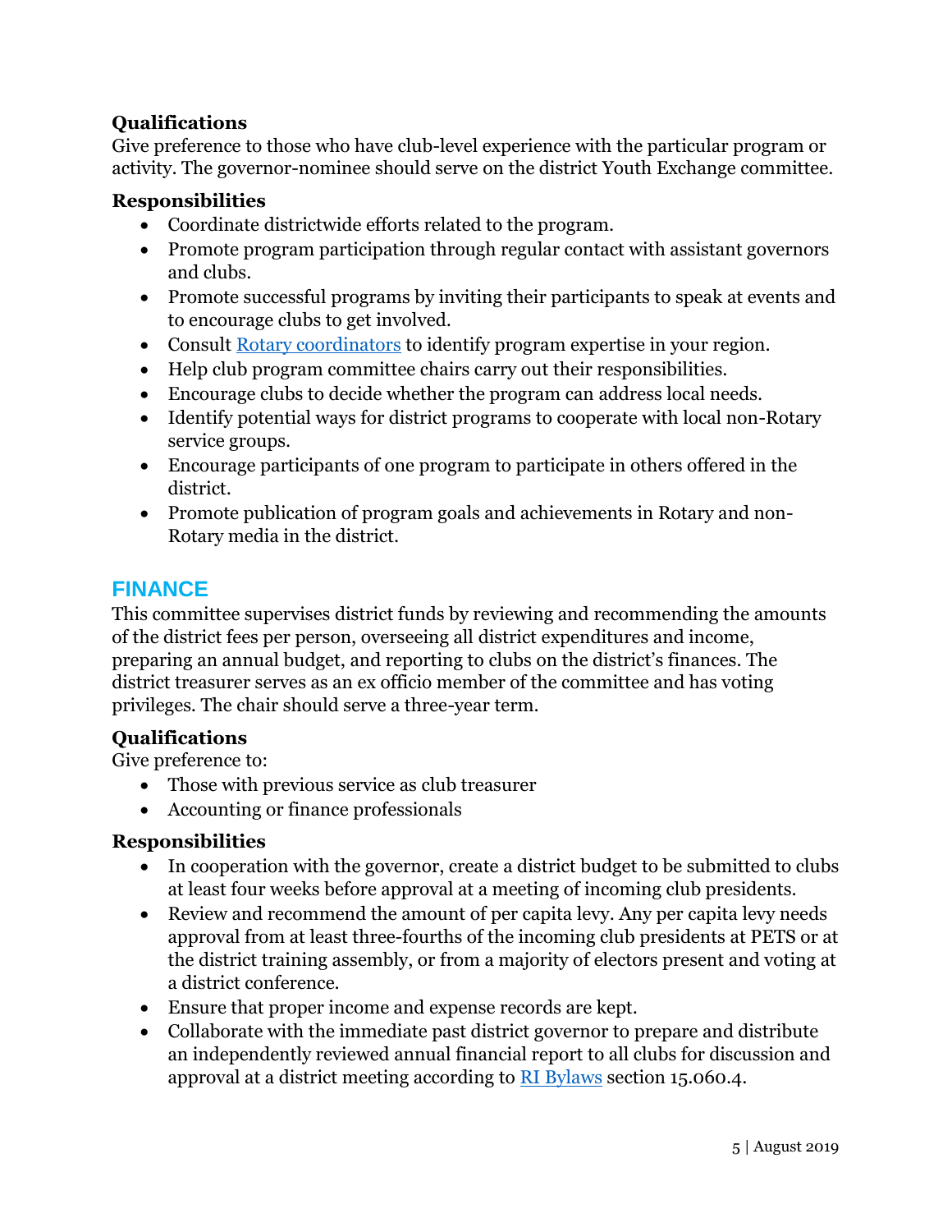### Qualifications

Give preference to those who have club-level experience with the particular program or activity. The governor-nominee should serve on the district Youth Exchange committee.

### Responsibilities

- Coordinate districtwide efforts related to the program.
- Promote program participation through regular contact with assistant governors and clubs.
- Promote successful programs by inviting their participants to speak at events and to encourage clubs to get involved.
- Consult [Rotary coordinators]() to identify program expertise in your region.
- Help club program committee chairs carry out their responsibilities.
- Encourage clubs to decide whether the program can address local needs.
- Identify potential ways for district programs to cooperate with local non-Rotary service groups.
- Encourage participants of one program to participate in others offered in the district.
- Promote publication of program goals and achievements in Rotary and non-Rotary media in the district.

## FINANCE

This committee supervises district funds by reviewing and recommending the amounts of the district fees per person, overseeing all district expenditures and income, preparing an annual budget, and reporting to clubs on the district's finances. The district treasurer serves as an ex officio member of the committee and has voting privileges. The chair should serve a three-year term.

### Qualifications

Give preference to:

- Those with previous service as club treasurer
- Accounting or finance professionals

### Responsibilities

- In cooperation with the governor, create a district budget to be submitted to clubs at least four weeks before approval at a meeting of incoming club presidents.
- Review and recommend the amount of per capita levy. Any per capita levy needs approval from at least three-fourths of the incoming club presidents at PETS or at the district training assembly, or from a majority of electors present and voting at a district conference.
- Ensure that proper income and expense records are kept.
- Collaborate with the immediate past district governor to prepare and distribute an independently reviewed annual financial report to all clubs for discussion and approval at a district meeting according to [RI Bylaws]() section 15.060.4.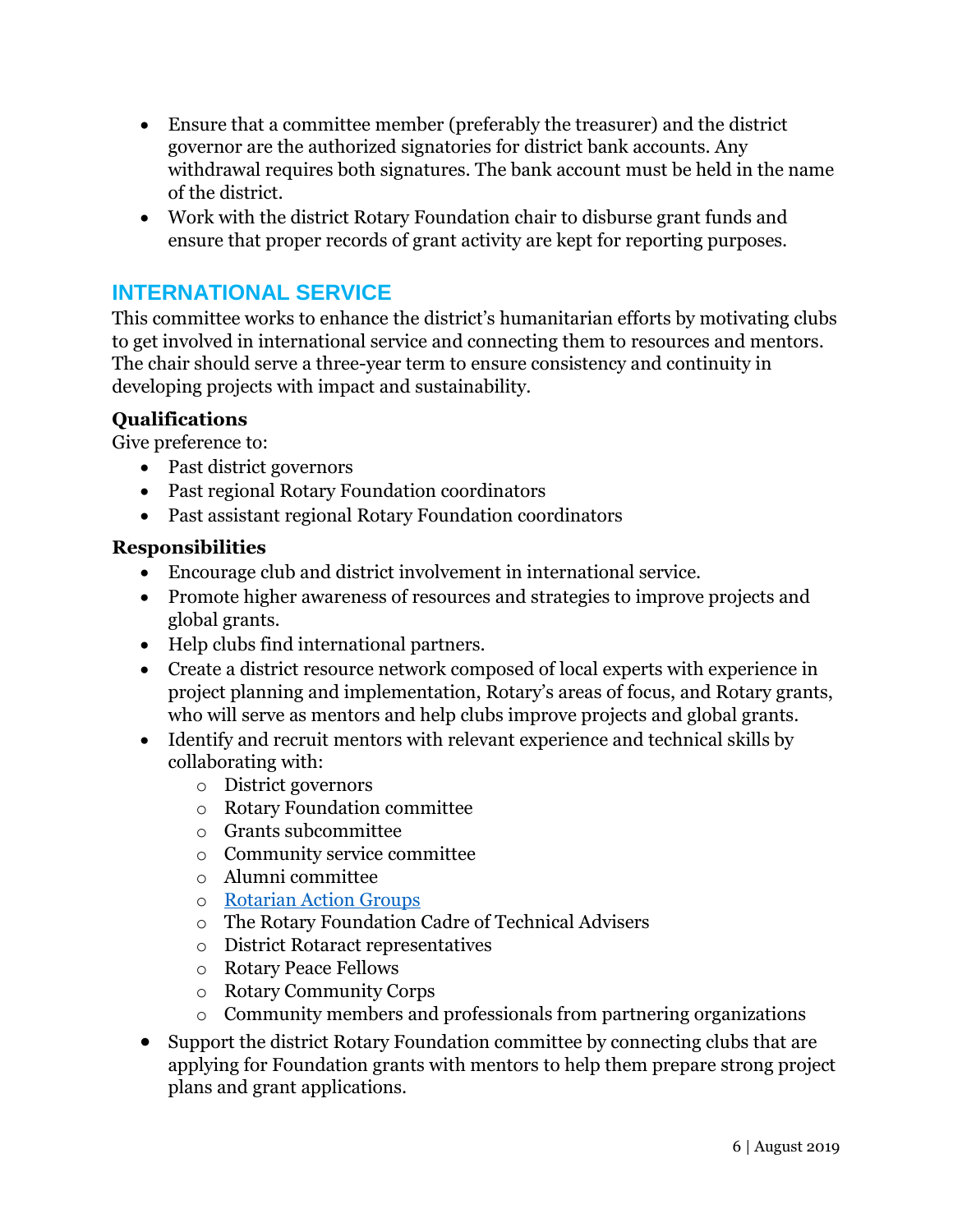- Ensure that a committee member (preferably the treasurer) and the district governor are the authorized signatories for district bank accounts. Any withdrawal requires both signatures. The bank account must be held in the name of the district.
- Work with the district Rotary Foundation chair to disburse grant funds and ensure that proper records of grant activity are kept for reporting purposes.

## INTERNATIONAL SERVICE

This committee works to enhance the district's humanitarian efforts by motivating clubs to get involved in international service and connecting them to resources and mentors. The chair should serve a three-year term to ensure consistency and continuity in developing projects with impact and sustainability.

### Qualifications

Give preference to:

- Past district governors
- Past regional Rotary Foundation coordinators
- Past assistant regional Rotary Foundation coordinators

### Responsibilities

- Encourage club and district involvement in international service.
- Promote higher awareness of resources and strategies to improve projects and global grants.
- Help clubs find international partners.
- Create a district resource network composed of local experts with experience in project planning and implementation, Rotary's areas of focus, and Rotary grants, who will serve as mentors and help clubs improve projects and global grants.
- Identify and recruit mentors with relevant experience and technical skills by collaborating with:
  - District governors
  - Rotary Foundation committee
  - Grants subcommittee
  - Community service committee
  - Alumni committee
  - Rotarian Action Groups
  - The Rotary Foundation Cadre of Technical Advisers
  - District Rotaract representatives
  - Rotary Peace Fellows
  - Rotary Community Corps
  - Community members and professionals from partnering organizations
- Support the district Rotary Foundation committee by connecting clubs that are applying for Foundation grants with mentors to help them prepare strong project plans and grant applications.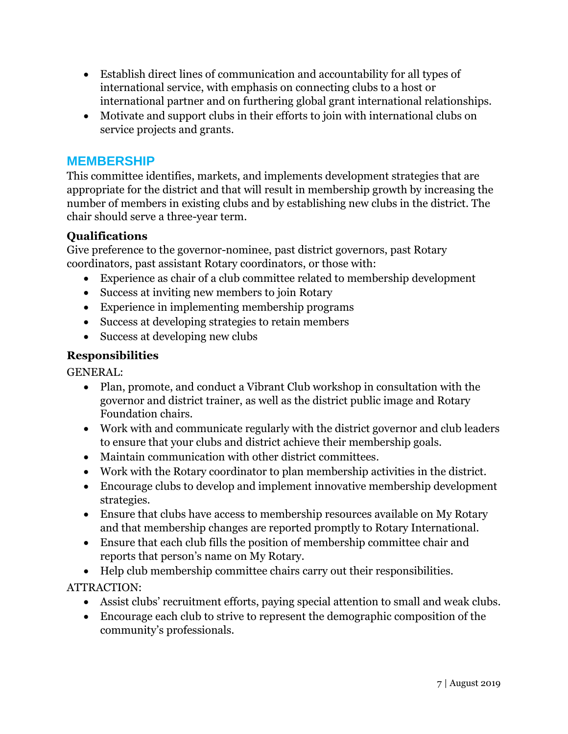- Establish direct lines of communication and accountability for all types of international service, with emphasis on connecting clubs to a host or international partner and on furthering global grant international relationships.
- Motivate and support clubs in their efforts to join with international clubs on service projects and grants.

## MEMBERSHIP

This committee identifies, markets, and implements development strategies that are appropriate for the district and that will result in membership growth by increasing the number of members in existing clubs and by establishing new clubs in the district. The chair should serve a three-year term.

### Qualifications

Give preference to the governor-nominee, past district governors, past Rotary coordinators, past assistant Rotary coordinators, or those with:

- Experience as chair of a club committee related to membership development
- Success at inviting new members to join Rotary
- Experience in implementing membership programs
- Success at developing strategies to retain members
- Success at developing new clubs

### Responsibilities

GENERAL:

- Plan, promote, and conduct a Vibrant Club workshop in consultation with the governor and district trainer, as well as the district public image and Rotary Foundation chairs.
- Work with and communicate regularly with the district governor and club leaders to ensure that your clubs and district achieve their membership goals.
- Maintain communication with other district committees.
- Work with the Rotary coordinator to plan membership activities in the district.
- Encourage clubs to develop and implement innovative membership development strategies.
- Ensure that clubs have access to membership resources available on My Rotary and that membership changes are reported promptly to Rotary International.
- Ensure that each club fills the position of membership committee chair and reports that person's name on My Rotary.
- Help club membership committee chairs carry out their responsibilities.

ATTRACTION:

- Assist clubs' recruitment efforts, paying special attention to small and weak clubs.
- Encourage each club to strive to represent the demographic composition of the community's professionals.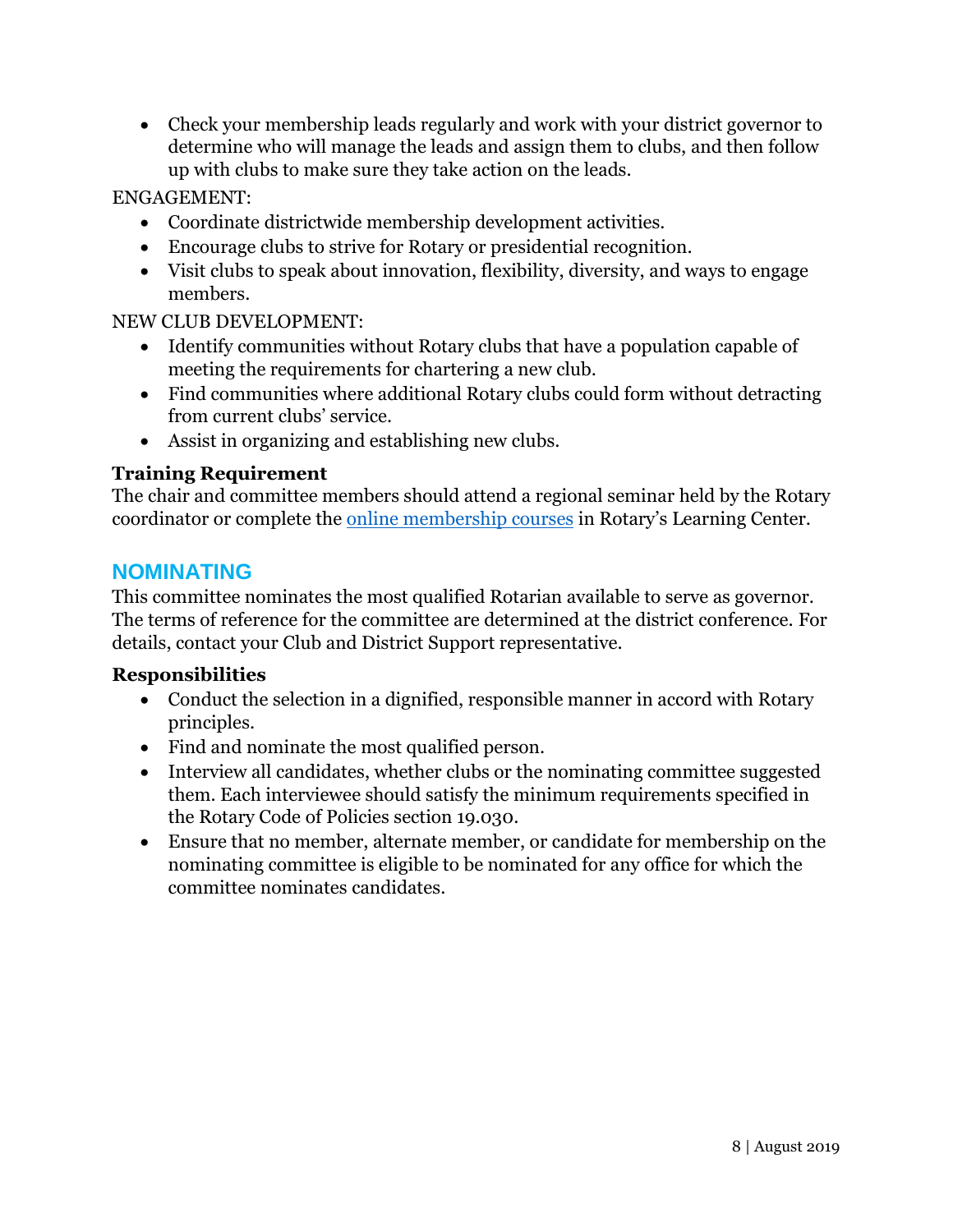- Check your membership leads regularly and work with your district governor to determine who will manage the leads and assign them to clubs, and then follow up with clubs to make sure they take action on the leads.

ENGAGEMENT:

- Coordinate districtwide membership development activities.
- Encourage clubs to strive for Rotary or presidential recognition.
- Visit clubs to speak about innovation, flexibility, diversity, and ways to engage members.

NEW CLUB DEVELOPMENT:

- Identify communities without Rotary clubs that have a population capable of meeting the requirements for chartering a new club.
- Find communities where additional Rotary clubs could form without detracting from current clubs' service.
- Assist in organizing and establishing new clubs.

**Training Requirement**

The chair and committee members should attend a regional seminar held by the Rotary coordinator or complete the [online membership courses] in Rotary's Learning Center.

## NOMINATING

This committee nominates the most qualified Rotarian available to serve as governor. The terms of reference for the committee are determined at the district conference. For details, contact your Club and District Support representative.

**Responsibilities**

- Conduct the selection in a dignified, responsible manner in accord with Rotary principles.
- Find and nominate the most qualified person.
- Interview all candidates, whether clubs or the nominating committee suggested them. Each interviewee should satisfy the minimum requirements specified in the Rotary Code of Policies section 19.030.
- Ensure that no member, alternate member, or candidate for membership on the nominating committee is eligible to be nominated for any office for which the committee nominates candidates.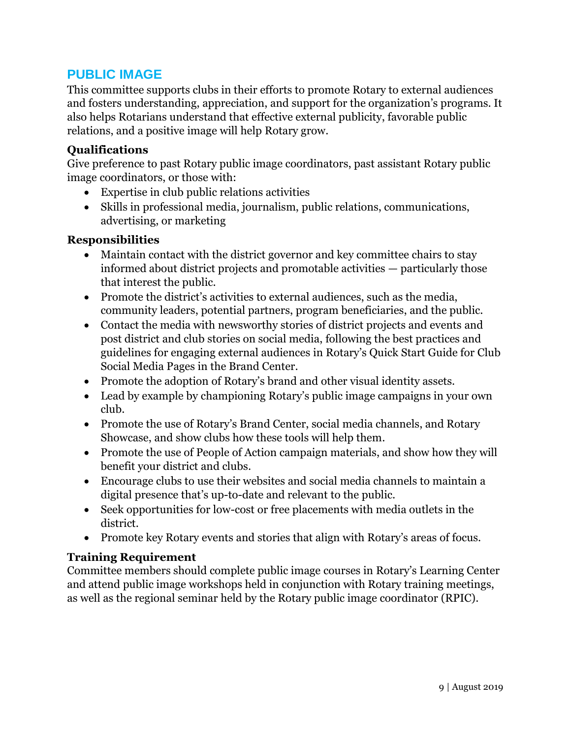## PUBLIC IMAGE

This committee supports clubs in their efforts to promote Rotary to external audiences and fosters understanding, appreciation, and support for the organization's programs. It also helps Rotarians understand that effective external publicity, favorable public relations, and a positive image will help Rotary grow.

### Qualifications

Give preference to past Rotary public image coordinators, past assistant Rotary public image coordinators, or those with:

- Expertise in club public relations activities
- Skills in professional media, journalism, public relations, communications, advertising, or marketing

### Responsibilities

- Maintain contact with the district governor and key committee chairs to stay informed about district projects and promotable activities — particularly those that interest the public.
- Promote the district's activities to external audiences, such as the media, community leaders, potential partners, program beneficiaries, and the public.
- Contact the media with newsworthy stories of district projects and events and post district and club stories on social media, following the best practices and guidelines for engaging external audiences in Rotary's Quick Start Guide for Club Social Media Pages in the Brand Center.
- Promote the adoption of Rotary's brand and other visual identity assets.
- Lead by example by championing Rotary's public image campaigns in your own club.
- Promote the use of Rotary's Brand Center, social media channels, and Rotary Showcase, and show clubs how these tools will help them.
- Promote the use of People of Action campaign materials, and show how they will benefit your district and clubs.
- Encourage clubs to use their websites and social media channels to maintain a digital presence that's up-to-date and relevant to the public.
- Seek opportunities for low-cost or free placements with media outlets in the district.
- Promote key Rotary events and stories that align with Rotary's areas of focus.

### Training Requirement

Committee members should complete public image courses in Rotary's Learning Center and attend public image workshops held in conjunction with Rotary training meetings, as well as the regional seminar held by the Rotary public image coordinator (RPIC).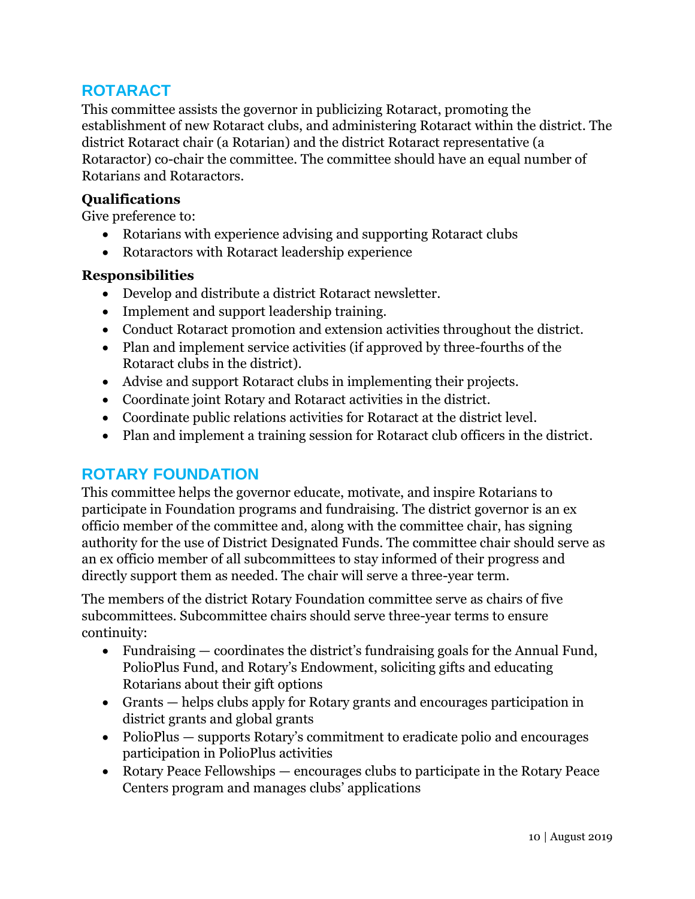## ROTARACT

This committee assists the governor in publicizing Rotaract, promoting the establishment of new Rotaract clubs, and administering Rotaract within the district. The district Rotaract chair (a Rotarian) and the district Rotaract representative (a Rotaractor) co-chair the committee. The committee should have an equal number of Rotarians and Rotaractors.

**Qualifications**

Give preference to:

- Rotarians with experience advising and supporting Rotaract clubs
- Rotaractors with Rotaract leadership experience

**Responsibilities**

- Develop and distribute a district Rotaract newsletter.
- Implement and support leadership training.
- Conduct Rotaract promotion and extension activities throughout the district.
- Plan and implement service activities (if approved by three-fourths of the Rotaract clubs in the district).
- Advise and support Rotaract clubs in implementing their projects.
- Coordinate joint Rotary and Rotaract activities in the district.
- Coordinate public relations activities for Rotaract at the district level.
- Plan and implement a training session for Rotaract club officers in the district.

## ROTARY FOUNDATION

This committee helps the governor educate, motivate, and inspire Rotarians to participate in Foundation programs and fundraising. The district governor is an ex officio member of the committee and, along with the committee chair, has signing authority for the use of District Designated Funds. The committee chair should serve as an ex officio member of all subcommittees to stay informed of their progress and directly support them as needed. The chair will serve a three-year term.

The members of the district Rotary Foundation committee serve as chairs of five subcommittees. Subcommittee chairs should serve three-year terms to ensure continuity:

- Fundraising — coordinates the district's fundraising goals for the Annual Fund, PolioPlus Fund, and Rotary's Endowment, soliciting gifts and educating Rotarians about their gift options
- Grants — helps clubs apply for Rotary grants and encourages participation in district grants and global grants
- PolioPlus — supports Rotary's commitment to eradicate polio and encourages participation in PolioPlus activities
- Rotary Peace Fellowships — encourages clubs to participate in the Rotary Peace Centers program and manages clubs' applications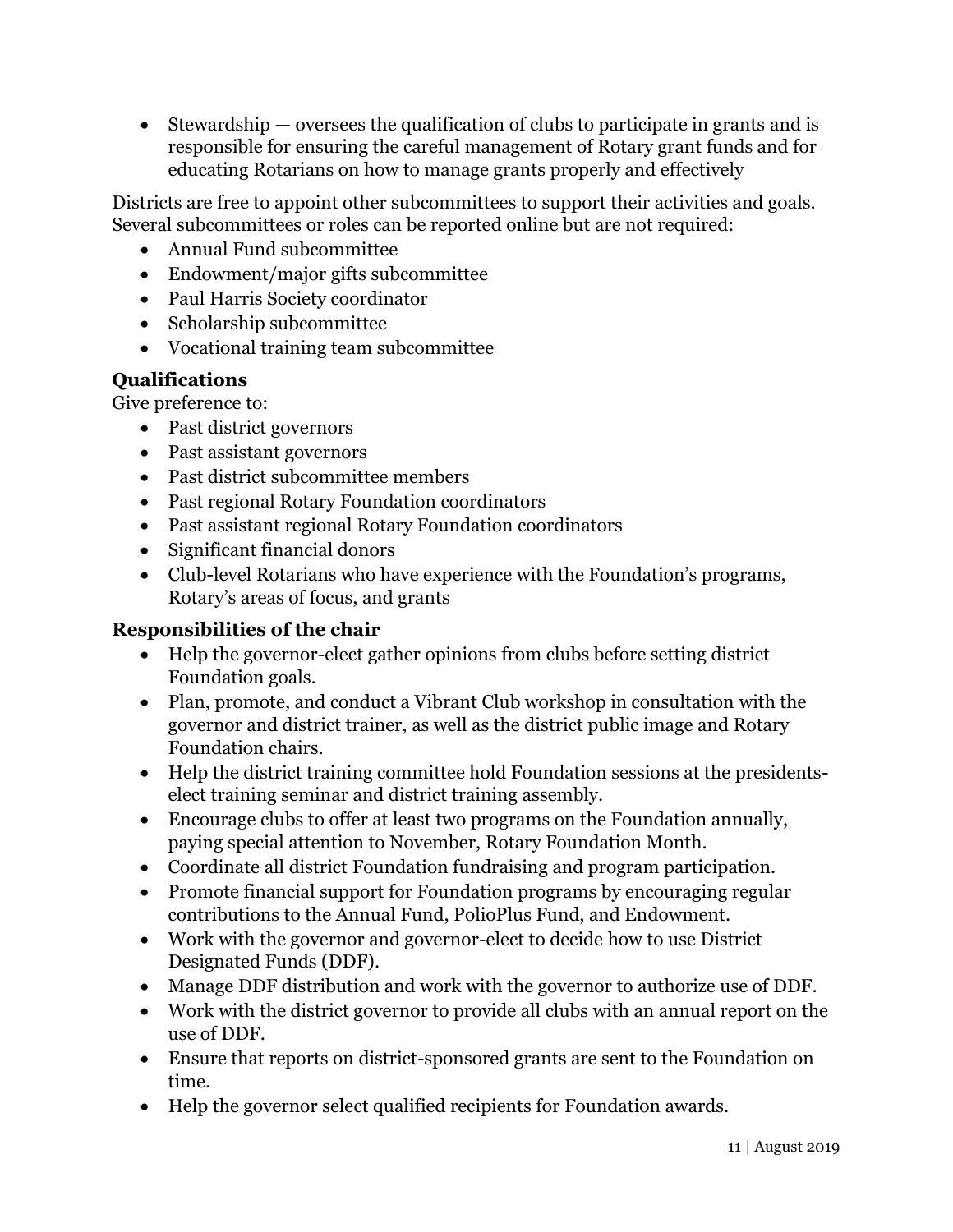- Stewardship — oversees the qualification of clubs to participate in grants and is responsible for ensuring the careful management of Rotary grant funds and for educating Rotarians on how to manage grants properly and effectively

Districts are free to appoint other subcommittees to support their activities and goals. Several subcommittees or roles can be reported online but are not required:

- Annual Fund subcommittee
- Endowment/major gifts subcommittee
- Paul Harris Society coordinator
- Scholarship subcommittee
- Vocational training team subcommittee

### Qualifications

Give preference to:

- Past district governors
- Past assistant governors
- Past district subcommittee members
- Past regional Rotary Foundation coordinators
- Past assistant regional Rotary Foundation coordinators
- Significant financial donors
- Club-level Rotarians who have experience with the Foundation's programs, Rotary's areas of focus, and grants

### Responsibilities of the chair

- Help the governor-elect gather opinions from clubs before setting district Foundation goals.
- Plan, promote, and conduct a Vibrant Club workshop in consultation with the governor and district trainer, as well as the district public image and Rotary Foundation chairs.
- Help the district training committee hold Foundation sessions at the presidents-elect training seminar and district training assembly.
- Encourage clubs to offer at least two programs on the Foundation annually, paying special attention to November, Rotary Foundation Month.
- Coordinate all district Foundation fundraising and program participation.
- Promote financial support for Foundation programs by encouraging regular contributions to the Annual Fund, PolioPlus Fund, and Endowment.
- Work with the governor and governor-elect to decide how to use District Designated Funds (DDF).
- Manage DDF distribution and work with the governor to authorize use of DDF.
- Work with the district governor to provide all clubs with an annual report on the use of DDF.
- Ensure that reports on district-sponsored grants are sent to the Foundation on time.
- Help the governor select qualified recipients for Foundation awards.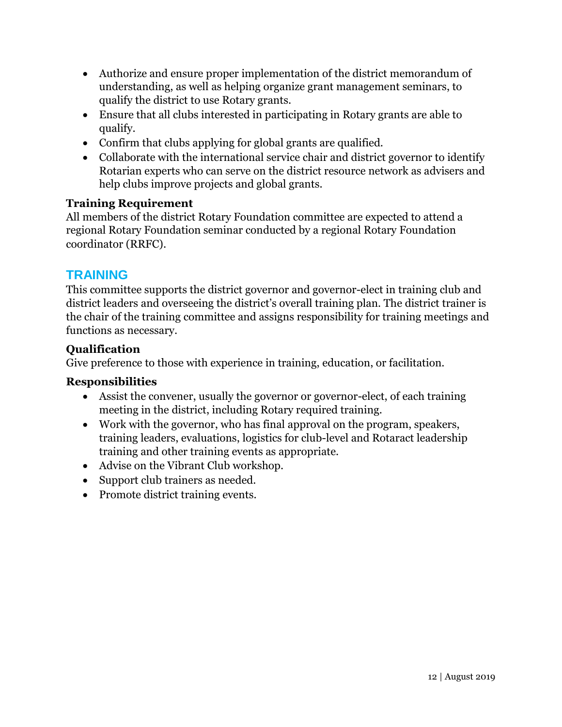- Authorize and ensure proper implementation of the district memorandum of understanding, as well as helping organize grant management seminars, to qualify the district to use Rotary grants.
- Ensure that all clubs interested in participating in Rotary grants are able to qualify.
- Confirm that clubs applying for global grants are qualified.
- Collaborate with the international service chair and district governor to identify Rotarian experts who can serve on the district resource network as advisers and help clubs improve projects and global grants.

### Training Requirement

All members of the district Rotary Foundation committee are expected to attend a regional Rotary Foundation seminar conducted by a regional Rotary Foundation coordinator (RRFC).

## TRAINING

This committee supports the district governor and governor-elect in training club and district leaders and overseeing the district's overall training plan. The district trainer is the chair of the training committee and assigns responsibility for training meetings and functions as necessary.

### Qualification

Give preference to those with experience in training, education, or facilitation.

### Responsibilities

- Assist the convener, usually the governor or governor-elect, of each training meeting in the district, including Rotary required training.
- Work with the governor, who has final approval on the program, speakers, training leaders, evaluations, logistics for club-level and Rotaract leadership training and other training events as appropriate.
- Advise on the Vibrant Club workshop.
- Support club trainers as needed.
- Promote district training events.